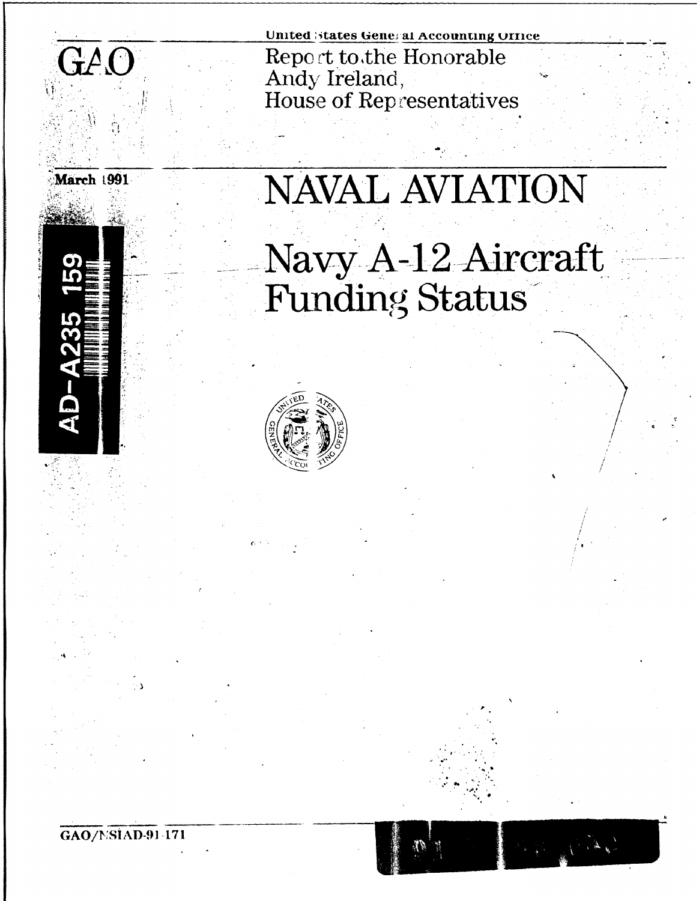GAO

United States General Accounting Office

Report to the Honorable Andy Ireland, House of Representatives

March 1991

# NAVAL AVIATION

## Navy A-12 Aircraft Funding Status

AD-A235 159

GAO/NSIAD-91-171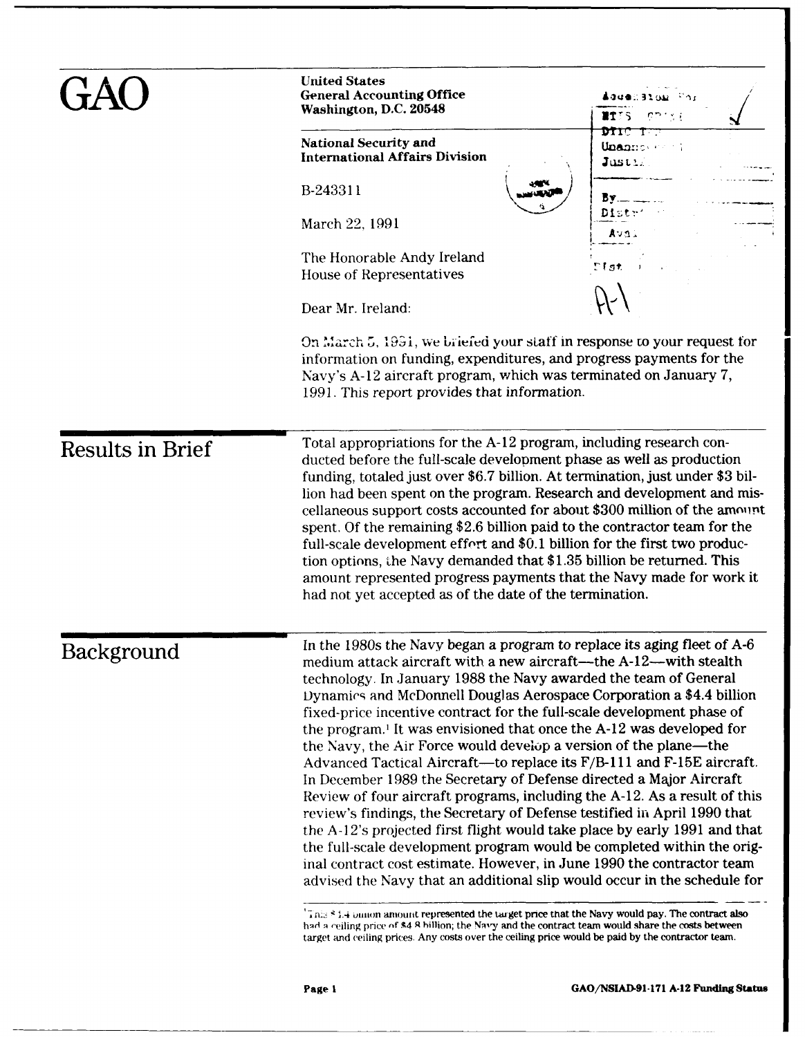# GAO

United States
General Accounting Office
Washington, D.C. 20548

National Security and International Affairs Division

B-243311

March 22, 1991

The Honorable Andy Ireland
House of Representatives

Dear Mr. Ireland:

On March 5, 1991, we briefed your staff in response to your request for information on funding, expenditures, and progress payments for the Navy's A-12 aircraft program, which was terminated on January 7, 1991. This report provides that information.

## Results in Brief

Total appropriations for the A-12 program, including research conducted before the full-scale development phase as well as production funding, totaled just over $6.7 billion. At termination, just under $3 billion had been spent on the program. Research and development and miscellaneous support costs accounted for about $300 million of the amount spent. Of the remaining $2.6 billion paid to the contractor team for the full-scale development effort and $0.1 billion for the first two production options, the Navy demanded that $1.35 billion be returned. This amount represented progress payments that the Navy made for work it had not yet accepted as of the date of the termination.

## Background

In the 1980s the Navy began a program to replace its aging fleet of A-6 medium attack aircraft with a new aircraft—the A-12—with stealth technology. In January 1988 the Navy awarded the team of General Dynamics and McDonnell Douglas Aerospace Corporation a $4.4 billion fixed-price incentive contract for the full-scale development phase of the program.[1] It was envisioned that once the A-12 was developed for the Navy, the Air Force would develop a version of the plane—the Advanced Tactical Aircraft—to replace its F/B-111 and F-15E aircraft. In December 1989 the Secretary of Defense directed a Major Aircraft Review of four aircraft programs, including the A-12. As a result of this review's findings, the Secretary of Defense testified in April 1990 that the A-12's projected first flight would take place by early 1991 and that the full-scale development program would be completed within the original contract cost estimate. However, in June 1990 the contractor team advised the Navy that an additional slip would occur in the schedule for

[1] This $4.4 billion amount represented the target price that the Navy would pay. The contract also had a ceiling price of $4.8 billion; the Navy and the contract team would share the costs between target and ceiling prices. Any costs over the ceiling price would be paid by the contractor team.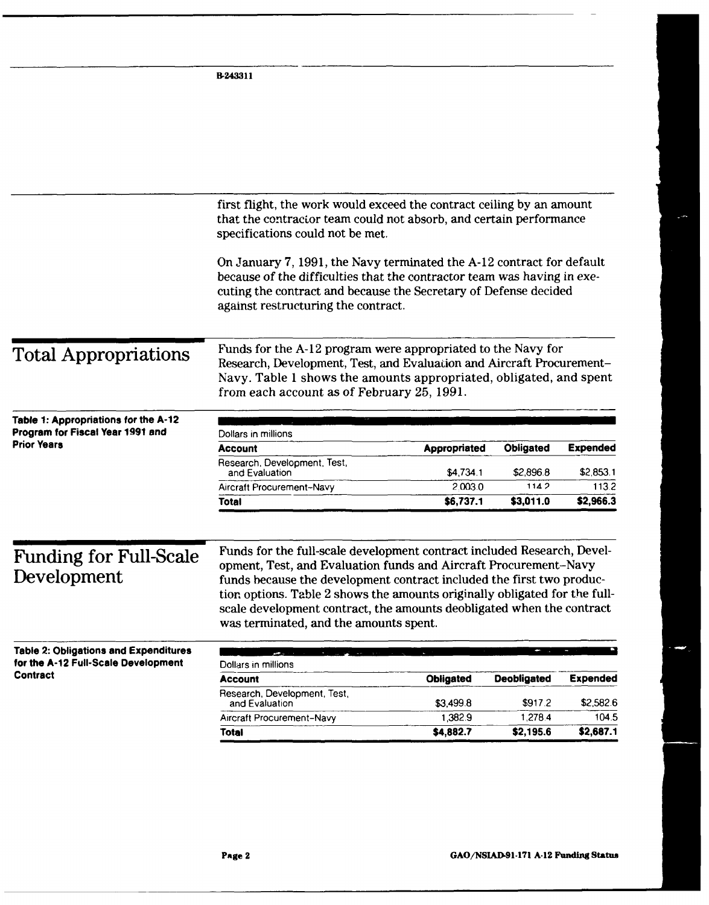first flight, the work would exceed the contract ceiling by an amount that the contractor team could not absorb, and certain performance specifications could not be met.

On January 7, 1991, the Navy terminated the A-12 contract for default because of the difficulties that the contractor team was having in executing the contract and because the Secretary of Defense decided against restructuring the contract.

## Total Appropriations

Funds for the A-12 program were appropriated to the Navy for Research, Development, Test, and Evaluation and Aircraft Procurement–Navy. Table 1 shows the amounts appropriated, obligated, and spent from each account as of February 25, 1991.

**Table 1: Appropriations for the A-12 Program for Fiscal Year 1991 and Prior Years**

Dollars in millions

| Account | Appropriated | Obligated | Expended |
|---|---|---|---|
| Research, Development, Test, and Evaluation | $4,734.1 | $2,896.8 | $2,853.1 |
| Aircraft Procurement–Navy | 2,003.0 | 114.2 | 113.2 |
| **Total** | **$6,737.1** | **$3,011.0** | **$2,966.3** |

## Funding for Full-Scale Development

Funds for the full-scale development contract included Research, Development, Test, and Evaluation funds and Aircraft Procurement–Navy funds because the development contract included the first two production options. Table 2 shows the amounts originally obligated for the full-scale development contract, the amounts deobligated when the contract was terminated, and the amounts spent.

**Table 2: Obligations and Expenditures for the A-12 Full-Scale Development Contract**

Dollars in millions

| Account | Obligated | Deobligated | Expended |
|---|---|---|---|
| Research, Development, Test, and Evaluation | $3,499.8 | $917.2 | $2,582.6 |
| Aircraft Procurement–Navy | 1,382.9 | 1,278.4 | 104.5 |
| **Total** | **$4,882.7** | **$2,195.6** | **$2,687.1** |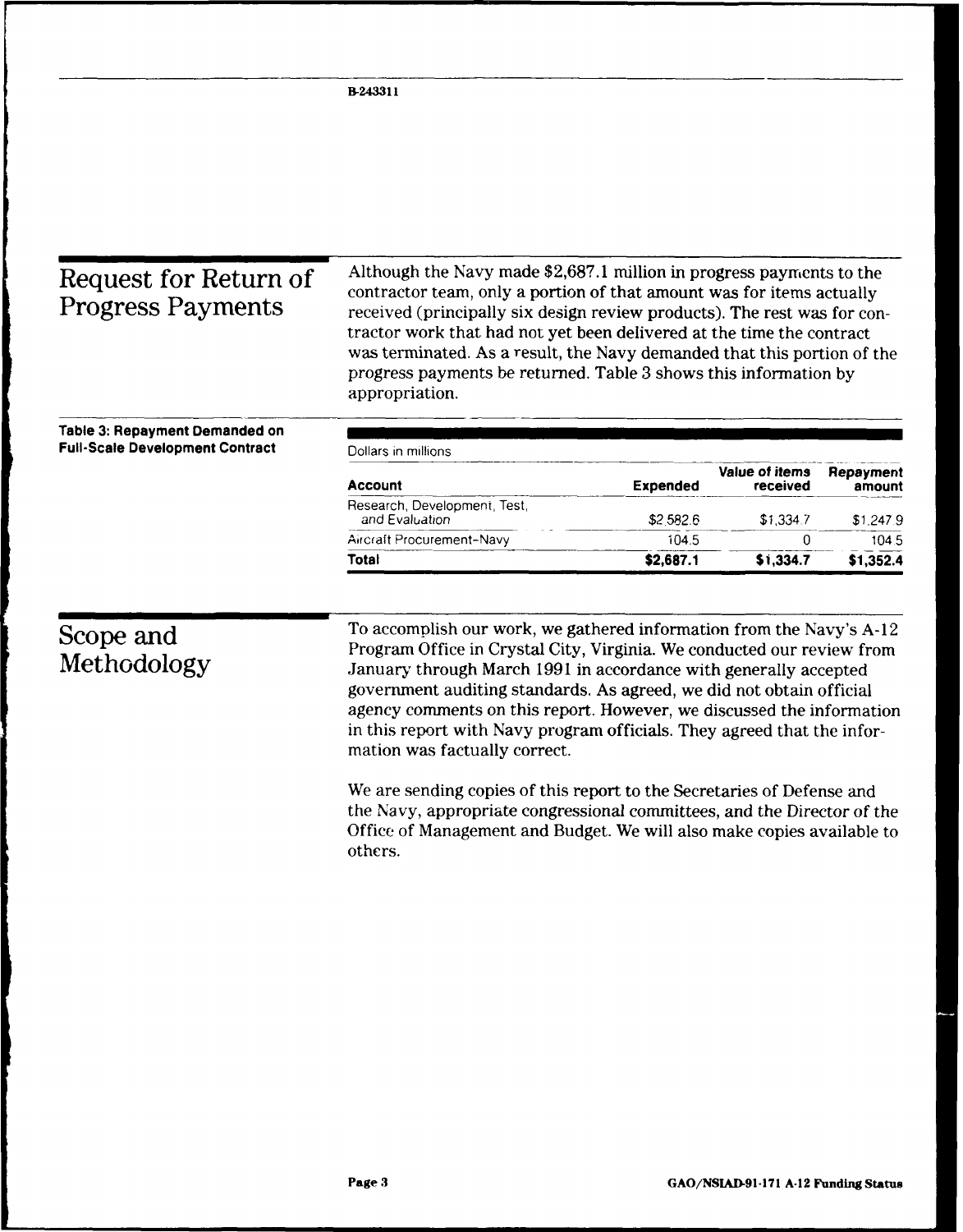## Request for Return of Progress Payments

Although the Navy made $2,687.1 million in progress payments to the contractor team, only a portion of that amount was for items actually received (principally six design review products). The rest was for contractor work that had not yet been delivered at the time the contract was terminated. As a result, the Navy demanded that this portion of the progress payments be returned. Table 3 shows this information by appropriation.

**Table 3: Repayment Demanded on Full-Scale Development Contract**

Dollars in millions

| Account | Expended | Value of items received | Repayment amount |
|---|---|---|---|
| Research, Development, Test, and Evaluation | $2,582.6 | $1,334.7 | $1,247.9 |
| Aircraft Procurement-Navy | 104.5 | 0 | 104.5 |
| **Total** | **$2,687.1** | **$1,334.7** | **$1,352.4** |

## Scope and Methodology

To accomplish our work, we gathered information from the Navy's A-12 Program Office in Crystal City, Virginia. We conducted our review from January through March 1991 in accordance with generally accepted government auditing standards. As agreed, we did not obtain official agency comments on this report. However, we discussed the information in this report with Navy program officials. They agreed that the information was factually correct.

We are sending copies of this report to the Secretaries of Defense and the Navy, appropriate congressional committees, and the Director of the Office of Management and Budget. We will also make copies available to others.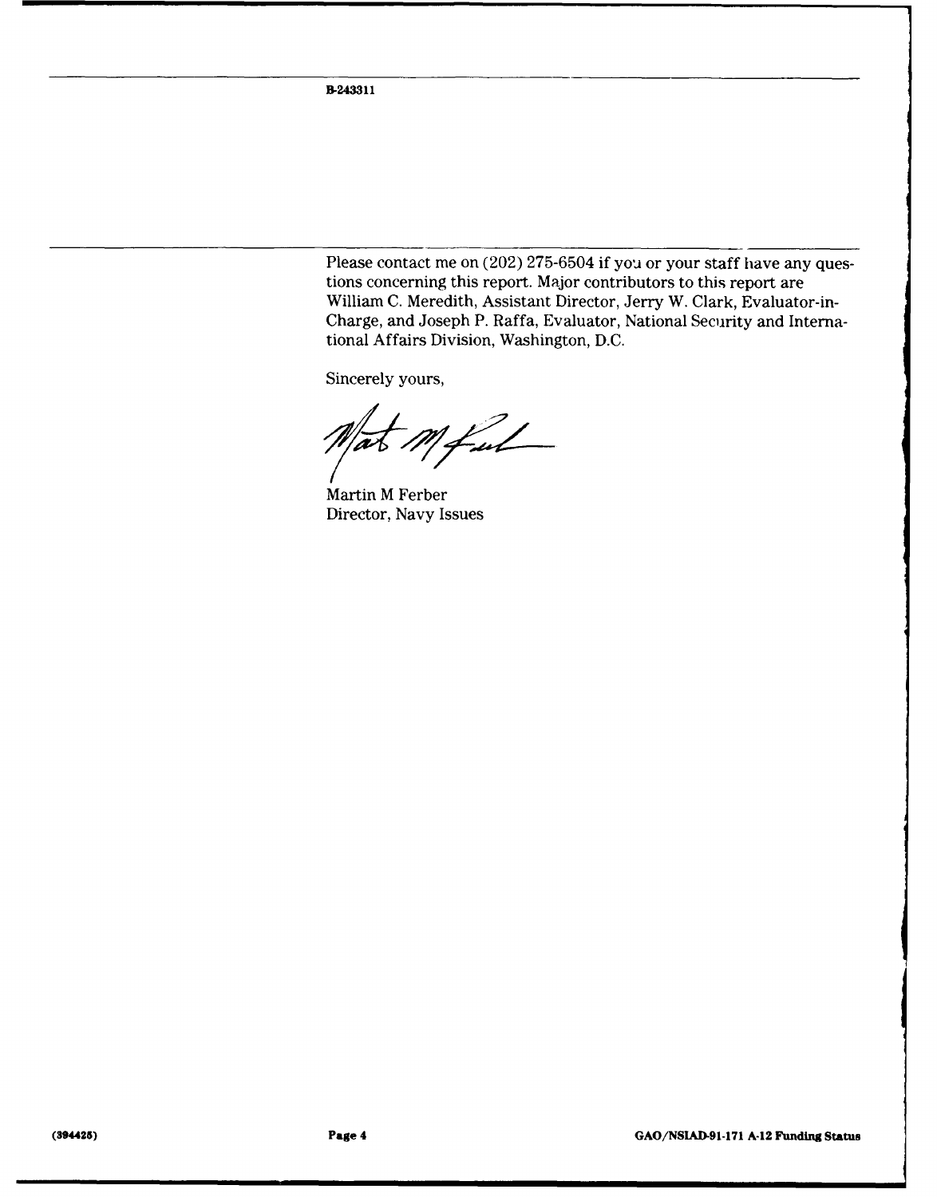Please contact me on (202) 275-6504 if you or your staff have any questions concerning this report. Major contributors to this report are William C. Meredith, Assistant Director, Jerry W. Clark, Evaluator-in-Charge, and Joseph P. Raffa, Evaluator, National Security and International Affairs Division, Washington, D.C.

Sincerely yours,

Martin M Ferber
Director, Navy Issues

(394425)